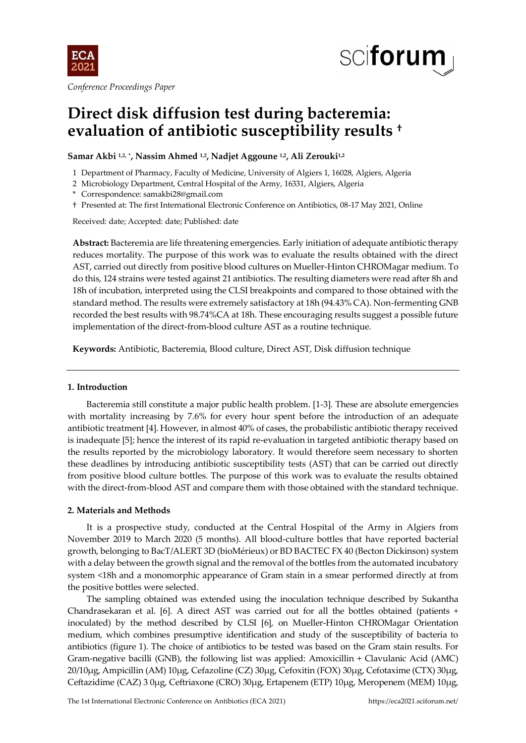*Conference Proceedings Paper*

# Direct disk diffusion test during bacteremia: evaluation of antibiotic susceptibility results †

**Samar Akbi [1,2,*], Nassim Ahmed [1,2], Nadjet Aggoune [1,2], Ali Zerouki[1,2]**

1 Department of Pharmacy, Faculty of Medicine, University of Algiers 1, 16028, Algiers, Algeria
2 Microbiology Department, Central Hospital of the Army, 16331, Algiers, Algeria
* Correspondence: samakbi28@gmail.com
† Presented at: The first International Electronic Conference on Antibiotics, 08-17 May 2021, Online

Received: date; Accepted: date; Published: date

**Abstract:** Bacteremia are life threatening emergencies. Early initiation of adequate antibiotic therapy reduces mortality. The purpose of this work was to evaluate the results obtained with the direct AST, carried out directly from positive blood cultures on Mueller-Hinton CHROMagar medium. To do this, 124 strains were tested against 21 antibiotics. The resulting diameters were read after 8h and 18h of incubation, interpreted using the CLSI breakpoints and compared to those obtained with the standard method. The results were extremely satisfactory at 18h (94.43% CA). Non-fermenting GNB recorded the best results with 98.74%CA at 18h. These encouraging results suggest a possible future implementation of the direct-from-blood culture AST as a routine technique.

**Keywords:** Antibiotic, Bacteremia, Blood culture, Direct AST, Disk diffusion technique

## 1. Introduction

Bacteremia still constitute a major public health problem. [1-3]. These are absolute emergencies with mortality increasing by 7.6% for every hour spent before the introduction of an adequate antibiotic treatment [4]. However, in almost 40% of cases, the probabilistic antibiotic therapy received is inadequate [5]; hence the interest of its rapid re-evaluation in targeted antibiotic therapy based on the results reported by the microbiology laboratory. It would therefore seem necessary to shorten these deadlines by introducing antibiotic susceptibility tests (AST) that can be carried out directly from positive blood culture bottles. The purpose of this work was to evaluate the results obtained with the direct-from-blood AST and compare them with those obtained with the standard technique.

## 2. Materials and Methods

It is a prospective study, conducted at the Central Hospital of the Army in Algiers from November 2019 to March 2020 (5 months). All blood-culture bottles that have reported bacterial growth, belonging to BacT/ALERT 3D (bioMérieux) or BD BACTEC FX 40 (Becton Dickinson) system with a delay between the growth signal and the removal of the bottles from the automated incubatory system <18h and a monomorphic appearance of Gram stain in a smear performed directly at from the positive bottles were selected.

The sampling obtained was extended using the inoculation technique described by Sukantha Chandrasekaran et al. [6]. A direct AST was carried out for all the bottles obtained (patients + inoculated) by the method described by CLSI [6], on Mueller-Hinton CHROMagar Orientation medium, which combines presumptive identification and study of the susceptibility of bacteria to antibiotics (figure 1). The choice of antibiotics to be tested was based on the Gram stain results. For Gram-negative bacilli (GNB), the following list was applied: Amoxicillin + Clavulanic Acid (AMC) 20/10μg, Ampicillin (AM) 10μg, Cefazoline (CZ) 30μg, Cefoxitin (FOX) 30μg, Cefotaxime (CTX) 30μg, Ceftazidime (CAZ) 3 0μg, Ceftriaxone (CRO) 30μg, Ertapenem (ETP) 10μg, Meropenem (MEM) 10μg,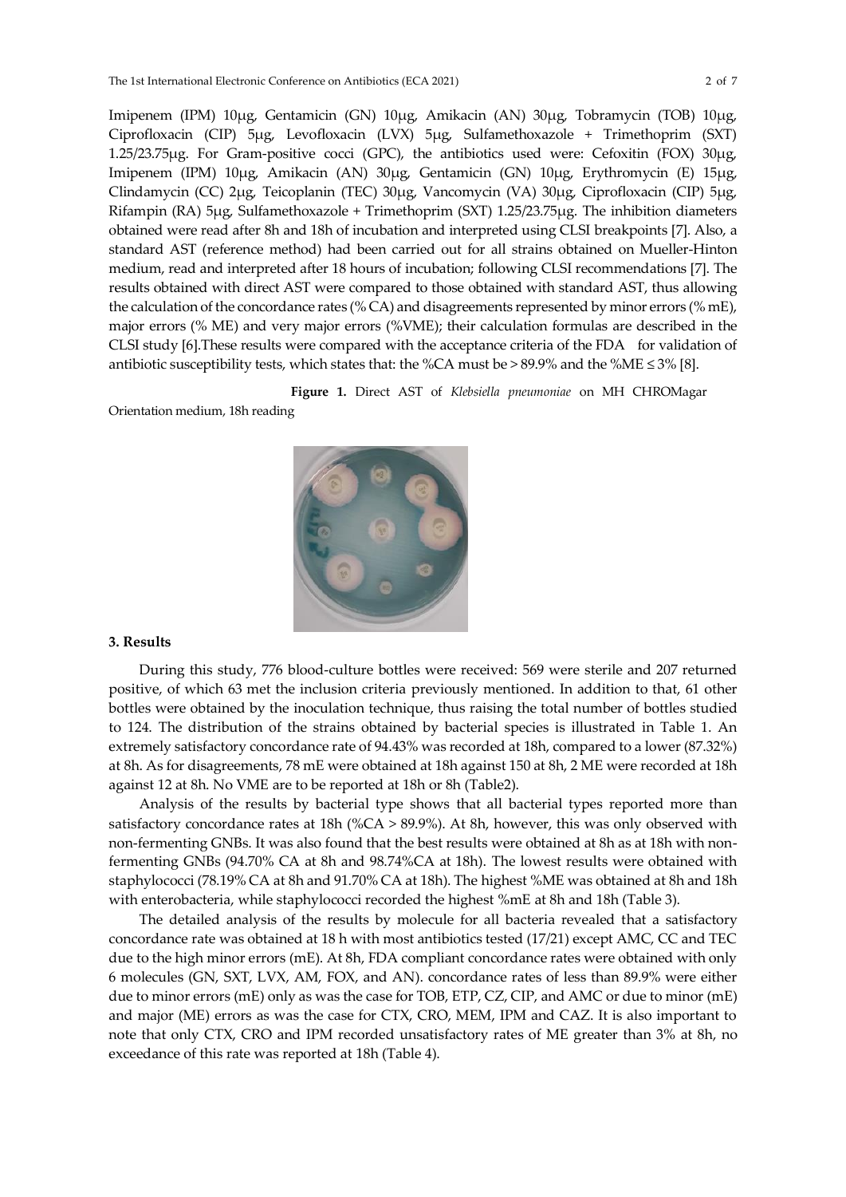Imipenem (IPM) 10μg, Gentamicin (GN) 10μg, Amikacin (AN) 30μg, Tobramycin (TOB) 10μg, Ciprofloxacin (CIP) 5μg, Levofloxacin (LVX) 5μg, Sulfamethoxazole + Trimethoprim (SXT) 1.25/23.75μg. For Gram-positive cocci (GPC), the antibiotics used were: Cefoxitin (FOX) 30μg, Imipenem (IPM) 10μg, Amikacin (AN) 30μg, Gentamicin (GN) 10μg, Erythromycin (E) 15μg, Clindamycin (CC) 2μg, Teicoplanin (TEC) 30μg, Vancomycin (VA) 30μg, Ciprofloxacin (CIP) 5μg, Rifampin (RA) 5μg, Sulfamethoxazole + Trimethoprim (SXT) 1.25/23.75μg. The inhibition diameters obtained were read after 8h and 18h of incubation and interpreted using CLSI breakpoints [7]. Also, a standard AST (reference method) had been carried out for all strains obtained on Mueller-Hinton medium, read and interpreted after 18 hours of incubation; following CLSI recommendations [7]. The results obtained with direct AST were compared to those obtained with standard AST, thus allowing the calculation of the concordance rates (% CA) and disagreements represented by minor errors (% mE), major errors (% ME) and very major errors (%VME); their calculation formulas are described in the CLSI study [6].These results were compared with the acceptance criteria of the FDA for validation of antibiotic susceptibility tests, which states that: the %CA must be > 89.9% and the %ME ≤ 3% [8].

**Figure 1.** Direct AST of *Klebsiella pneumoniae* on MH CHROMagar Orientation medium, 18h reading

## 3. Results

During this study, 776 blood-culture bottles were received: 569 were sterile and 207 returned positive, of which 63 met the inclusion criteria previously mentioned. In addition to that, 61 other bottles were obtained by the inoculation technique, thus raising the total number of bottles studied to 124. The distribution of the strains obtained by bacterial species is illustrated in Table 1. An extremely satisfactory concordance rate of 94.43% was recorded at 18h, compared to a lower (87.32%) at 8h. As for disagreements, 78 mE were obtained at 18h against 150 at 8h, 2 ME were recorded at 18h against 12 at 8h. No VME are to be reported at 18h or 8h (Table2).

Analysis of the results by bacterial type shows that all bacterial types reported more than satisfactory concordance rates at 18h (%CA > 89.9%). At 8h, however, this was only observed with non-fermenting GNBs. It was also found that the best results were obtained at 8h as at 18h with non-fermenting GNBs (94.70% CA at 8h and 98.74%CA at 18h). The lowest results were obtained with staphylococci (78.19% CA at 8h and 91.70% CA at 18h). The highest %ME was obtained at 8h and 18h with enterobacteria, while staphylococci recorded the highest %mE at 8h and 18h (Table 3).

The detailed analysis of the results by molecule for all bacteria revealed that a satisfactory concordance rate was obtained at 18 h with most antibiotics tested (17/21) except AMC, CC and TEC due to the high minor errors (mE). At 8h, FDA compliant concordance rates were obtained with only 6 molecules (GN, SXT, LVX, AM, FOX, and AN). concordance rates of less than 89.9% were either due to minor errors (mE) only as was the case for TOB, ETP, CZ, CIP, and AMC or due to minor (mE) and major (ME) errors as was the case for CTX, CRO, MEM, IPM and CAZ. It is also important to note that only CTX, CRO and IPM recorded unsatisfactory rates of ME greater than 3% at 8h, no exceedance of this rate was reported at 18h (Table 4).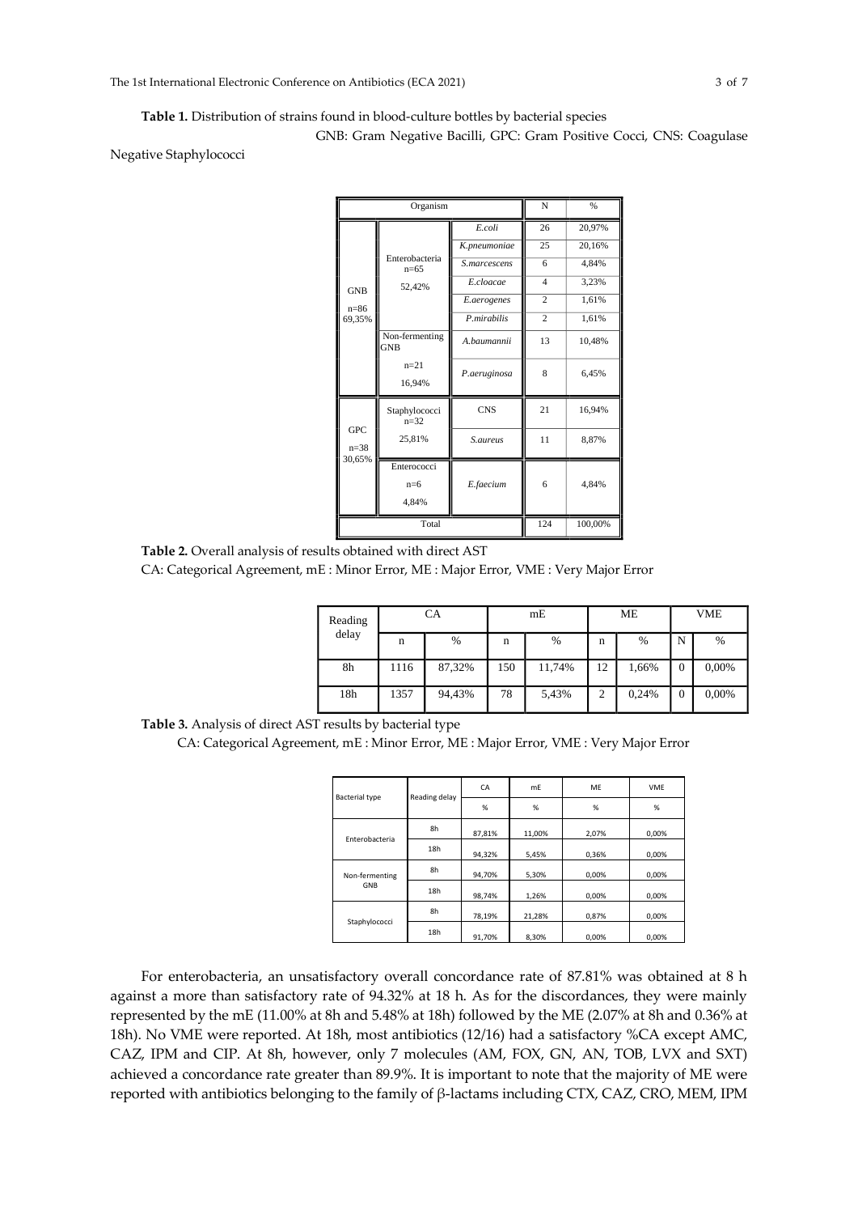**Table 1.** Distribution of strains found in blood-culture bottles by bacterial species

GNB: Gram Negative Bacilli, GPC: Gram Positive Cocci, CNS: Coagulase Negative Staphylococci

| Organism | | | N | % |
|---|---|---|---|---|
| GNB n=86 69,35% | Enterobacteria n=65 52,42% | *E.coli* | 26 | 20,97% |
| | | *K.pneumoniae* | 25 | 20,16% |
| | | *S.marcescens* | 6 | 4,84% |
| | | *E.cloacae* | 4 | 3,23% |
| | | *E.aerogenes* | 2 | 1,61% |
| | | *P.mirabilis* | 2 | 1,61% |
| | Non-fermenting GNB n=21 16,94% | *A.baumannii* | 13 | 10,48% |
| | | *P.aeruginosa* | 8 | 6,45% |
| GPC n=38 30,65% | Staphylococci n=32 25,81% | CNS | 21 | 16,94% |
| | | *S.aureus* | 11 | 8,87% |
| | Enterococci n=6 4,84% | *E.faecium* | 6 | 4,84% |
| Total | | | 124 | 100,00% |

**Table 2.** Overall analysis of results obtained with direct AST

CA: Categorical Agreement, mE : Minor Error, ME : Major Error, VME : Very Major Error

| Reading delay | CA | | mE | | ME | | VME | |
|---|---|---|---|---|---|---|---|---|
| | n | % | n | % | n | % | N | % |
| 8h | 1116 | 87,32% | 150 | 11,74% | 12 | 1,66% | 0 | 0,00% |
| 18h | 1357 | 94,43% | 78 | 5,43% | 2 | 0,24% | 0 | 0,00% |

**Table 3.** Analysis of direct AST results by bacterial type

CA: Categorical Agreement, mE : Minor Error, ME : Major Error, VME : Very Major Error

| Bacterial type | Reading delay | CA | mE | ME | VME |
|---|---|---|---|---|---|
| | | % | % | % | % |
| Enterobacteria | 8h | 87,81% | 11,00% | 2,07% | 0,00% |
| | 18h | 94,32% | 5,45% | 0,36% | 0,00% |
| Non-fermenting GNB | 8h | 94,70% | 5,30% | 0,00% | 0,00% |
| | 18h | 98,74% | 1,26% | 0,00% | 0,00% |
| Staphylococci | 8h | 78,19% | 21,28% | 0,87% | 0,00% |
| | 18h | 91,70% | 8,30% | 0,00% | 0,00% |

For enterobacteria, an unsatisfactory overall concordance rate of 87.81% was obtained at 8 h against a more than satisfactory rate of 94.32% at 18 h. As for the discordances, they were mainly represented by the mE (11.00% at 8h and 5.48% at 18h) followed by the ME (2.07% at 8h and 0.36% at 18h). No VME were reported. At 18h, most antibiotics (12/16) had a satisfactory %CA except AMC, CAZ, IPM and CIP. At 8h, however, only 7 molecules (AM, FOX, GN, AN, TOB, LVX and SXT) achieved a concordance rate greater than 89.9%. It is important to note that the majority of ME were reported with antibiotics belonging to the family of β-lactams including CTX, CAZ, CRO, MEM, IPM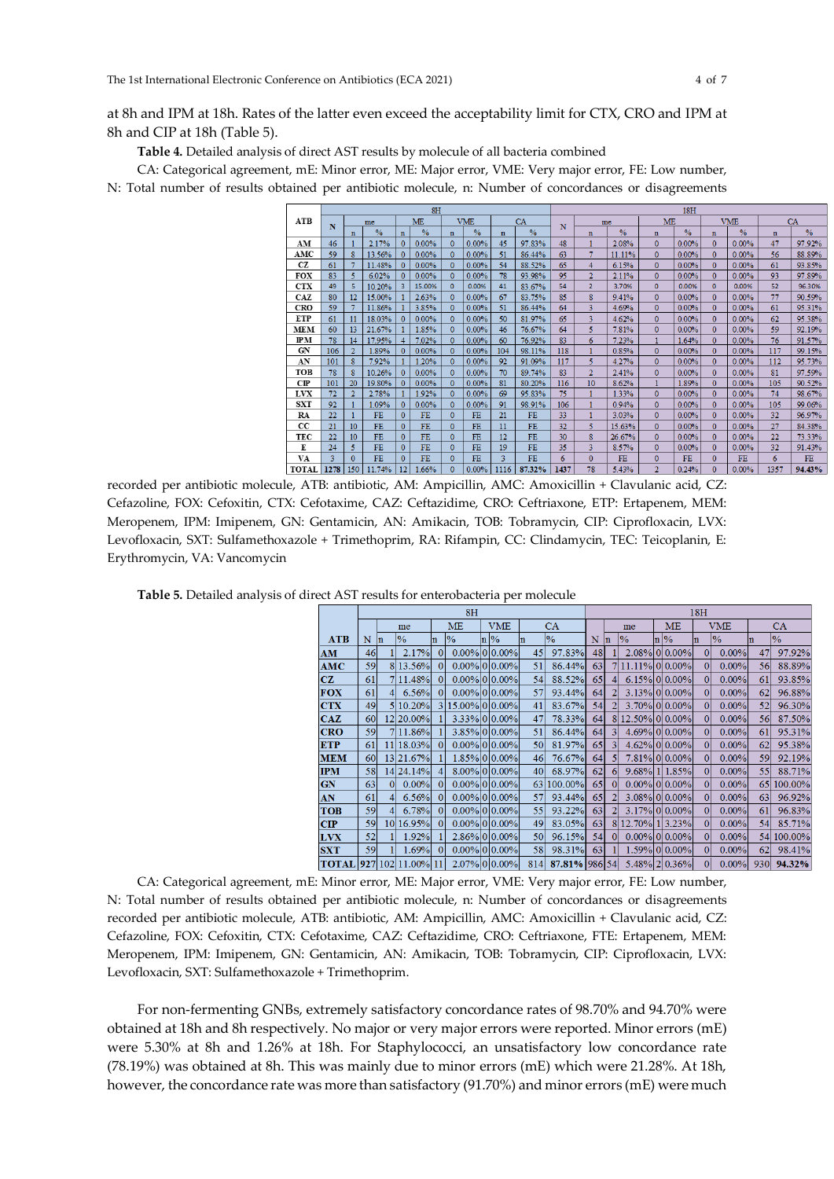at 8h and IPM at 18h. Rates of the latter even exceed the acceptability limit for CTX, CRO and IPM at 8h and CIP at 18h (Table 5).

**Table 4.** Detailed analysis of direct AST results by molecule of all bacteria combined

CA: Categorical agreement, mE: Minor error, ME: Major error, VME: Very major error, FE: Low number, N: Total number of results obtained per antibiotic molecule, n: Number of concordances or disagreements recorded per antibiotic molecule, ATB: antibiotic, AM: Ampicillin, AMC: Amoxicillin + Clavulanic acid, CZ: Cefazoline, FOX: Cefoxitin, CTX: Cefotaxime, CAZ: Ceftazidime, CRO: Ceftriaxone, ETP: Ertapenem, MEM: Meropenem, IPM: Imipenem, GN: Gentamicin, AN: Amikacin, TOB: Tobramycin, CIP: Ciprofloxacin, LVX: Levofloxacin, SXT: Sulfamethoxazole + Trimethoprim, RA: Rifampin, CC: Clindamycin, TEC: Teicoplanin, E: Erythromycin, VA: Vancomycin

| ATB | 8H | | | | | | | | | 18H | | | | | | | | |
|---|---|---|---|---|---|---|---|---|---|---|---|---|---|---|---|---|---|---|
| | N | me | | ME | | VME | | CA | | N | me | | ME | | VME | | CA | |
| | | n | % | n | % | n | % | n | % | | n | % | n | % | n | % | n | % |
| AM | 46 | 1 | 2.17% | 0 | 0.00% | 0 | 0.00% | 45 | 97.83% | 48 | 1 | 2.08% | 0 | 0.00% | 0 | 0.00% | 47 | 97.92% |
| AMC | 59 | 8 | 13.56% | 0 | 0.00% | 0 | 0.00% | 51 | 86.44% | 63 | 7 | 11.11% | 0 | 0.00% | 0 | 0.00% | 56 | 88.89% |
| CZ | 61 | 7 | 11.48% | 0 | 0.00% | 0 | 0.00% | 54 | 88.52% | 65 | 4 | 6.15% | 0 | 0.00% | 0 | 0.00% | 61 | 93.85% |
| FOX | 83 | 5 | 6.02% | 0 | 0.00% | 0 | 0.00% | 78 | 93.98% | 95 | 2 | 2.11% | 0 | 0.00% | 0 | 0.00% | 93 | 97.89% |
| CTX | 49 | 5 | 10.20% | 3 | 15.00% | 0 | 0.00% | 41 | 83.67% | 54 | 2 | 3.70% | 0 | 0.00% | 0 | 0.00% | 52 | 96.30% |
| CAZ | 80 | 12 | 15.00% | 1 | 2.63% | 0 | 0.00% | 67 | 83.75% | 85 | 8 | 9.41% | 0 | 0.00% | 0 | 0.00% | 77 | 90.59% |
| CRO | 59 | 7 | 11.86% | 1 | 3.85% | 0 | 0.00% | 51 | 86.44% | 64 | 3 | 4.69% | 0 | 0.00% | 0 | 0.00% | 61 | 95.31% |
| ETP | 61 | 11 | 18.03% | 0 | 0.00% | 0 | 0.00% | 50 | 81.97% | 65 | 3 | 4.62% | 0 | 0.00% | 0 | 0.00% | 62 | 95.38% |
| MEM | 60 | 13 | 21.67% | 1 | 1.85% | 0 | 0.00% | 46 | 76.67% | 64 | 5 | 7.81% | 0 | 0.00% | 0 | 0.00% | 59 | 92.19% |
| IPM | 78 | 14 | 17.95% | 4 | 7.02% | 0 | 0.00% | 60 | 76.92% | 83 | 6 | 7.23% | 1 | 1.64% | 0 | 0.00% | 76 | 91.57% |
| GN | 106 | 2 | 1.89% | 0 | 0.00% | 0 | 0.00% | 104 | 98.11% | 118 | 1 | 0.85% | 0 | 0.00% | 0 | 0.00% | 117 | 99.15% |
| AN | 101 | 8 | 7.92% | 1 | 1.20% | 0 | 0.00% | 92 | 91.09% | 117 | 5 | 4.27% | 0 | 0.00% | 0 | 0.00% | 112 | 95.73% |
| TOB | 78 | 8 | 10.26% | 0 | 0.00% | 0 | 0.00% | 70 | 89.74% | 83 | 2 | 2.41% | 0 | 0.00% | 0 | 0.00% | 81 | 97.59% |
| CIP | 101 | 20 | 19.80% | 0 | 0.00% | 0 | 0.00% | 81 | 80.20% | 116 | 10 | 8.62% | 1 | 1.89% | 0 | 0.00% | 105 | 90.52% |
| LVX | 72 | 2 | 2.78% | 1 | 1.92% | 0 | 0.00% | 69 | 95.83% | 75 | 1 | 1.33% | 0 | 0.00% | 0 | 0.00% | 74 | 98.67% |
| SXT | 92 | 1 | 1.09% | 0 | 0.00% | 0 | 0.00% | 91 | 98.91% | 106 | 1 | 0.94% | 0 | 0.00% | 0 | 0.00% | 105 | 99.06% |
| RA | 22 | 1 | FE | 0 | FE | 0 | FE | 21 | FE | 33 | 1 | 3.03% | 0 | 0.00% | 0 | 0.00% | 32 | 96.97% |
| CC | 21 | 10 | FE | 0 | FE | 0 | FE | 11 | FE | 32 | 5 | 15.63% | 0 | 0.00% | 0 | 0.00% | 27 | 84.38% |
| TEC | 22 | 10 | FE | 0 | FE | 0 | FE | 12 | FE | 30 | 8 | 26.67% | 0 | 0.00% | 0 | 0.00% | 22 | 73.33% |
| E | 24 | 5 | FE | 0 | FE | 0 | FE | 19 | FE | 35 | 3 | 8.57% | 0 | 0.00% | 0 | 0.00% | 32 | 91.43% |
| VA | 3 | 0 | FE | 0 | FE | 0 | FE | 3 | FE | 6 | 0 | FE | 0 | FE | 0 | FE | 6 | FE |
| TOTAL | 1278 | 150 | 11.74% | 12 | 1.66% | 0 | 0.00% | 1116 | 87.32% | 1437 | 78 | 5.43% | 2 | 0.24% | 0 | 0.00% | 1357 | 94.43% |

**Table 5.** Detailed analysis of direct AST results for enterobacteria per molecule

| ATB | 8H | | | | | | | | | 18H | | | | | | | | |
|---|---|---|---|---|---|---|---|---|---|---|---|---|---|---|---|---|---|---|
| | N | me | | ME | | VME | | CA | | N | me | | ME | | VME | | CA | |
| | | n | % | n | % | n | % | n | % | | n | % | n | % | n | % | n | % |
| AM | 46 | 1 | 2.17% | 0 | 0.00% | 0 | 0.00% | 45 | 97.83% | 48 | 1 | 2.08% | 0 | 0.00% | 0 | 0.00% | 47 | 97.92% |
| AMC | 59 | 8 | 13.56% | 0 | 0.00% | 0 | 0.00% | 51 | 86.44% | 63 | 7 | 11.11% | 0 | 0.00% | 0 | 0.00% | 56 | 88.89% |
| CZ | 61 | 7 | 11.48% | 0 | 0.00% | 0 | 0.00% | 54 | 88.52% | 65 | 4 | 6.15% | 0 | 0.00% | 0 | 0.00% | 61 | 93.85% |
| FOX | 61 | 4 | 6.56% | 0 | 0.00% | 0 | 0.00% | 57 | 93.44% | 64 | 2 | 3.13% | 0 | 0.00% | 0 | 0.00% | 62 | 96.88% |
| CTX | 49 | 5 | 10.20% | 3 | 15.00% | 0 | 0.00% | 41 | 83.67% | 54 | 2 | 3.70% | 0 | 0.00% | 0 | 0.00% | 52 | 96.30% |
| CAZ | 60 | 12 | 20.00% | 1 | 3.33% | 0 | 0.00% | 47 | 78.33% | 64 | 8 | 12.50% | 0 | 0.00% | 0 | 0.00% | 56 | 87.50% |
| CRO | 59 | 7 | 11.86% | 1 | 3.85% | 0 | 0.00% | 51 | 86.44% | 64 | 3 | 4.69% | 0 | 0.00% | 0 | 0.00% | 61 | 95.31% |
| ETP | 61 | 11 | 18.03% | 0 | 0.00% | 0 | 0.00% | 50 | 81.97% | 65 | 3 | 4.62% | 0 | 0.00% | 0 | 0.00% | 62 | 95.38% |
| MEM | 60 | 13 | 21.67% | 1 | 1.85% | 0 | 0.00% | 46 | 76.67% | 64 | 5 | 7.81% | 0 | 0.00% | 0 | 0.00% | 59 | 92.19% |
| IPM | 58 | 14 | 24.14% | 4 | 8.00% | 0 | 0.00% | 40 | 68.97% | 62 | 6 | 9.68% | 1 | 1.85% | 0 | 0.00% | 55 | 88.71% |
| GN | 63 | 0 | 0.00% | 0 | 0.00% | 0 | 0.00% | 63 | 100.00% | 65 | 0 | 0.00% | 0 | 0.00% | 0 | 0.00% | 65 | 100.00% |
| AN | 61 | 4 | 6.56% | 0 | 0.00% | 0 | 0.00% | 57 | 93.44% | 65 | 2 | 3.08% | 0 | 0.00% | 0 | 0.00% | 63 | 96.92% |
| TOB | 59 | 4 | 6.78% | 0 | 0.00% | 0 | 0.00% | 55 | 93.22% | 63 | 2 | 3.17% | 0 | 0.00% | 0 | 0.00% | 61 | 96.83% |
| CIP | 59 | 10 | 16.95% | 0 | 0.00% | 0 | 0.00% | 49 | 83.05% | 63 | 8 | 12.70% | 1 | 3.23% | 0 | 0.00% | 54 | 85.71% |
| LVX | 52 | 1 | 1.92% | 1 | 2.86% | 0 | 0.00% | 50 | 96.15% | 54 | 0 | 0.00% | 0 | 0.00% | 0 | 0.00% | 54 | 100.00% |
| SXT | 59 | 1 | 1.69% | 0 | 0.00% | 0 | 0.00% | 58 | 98.31% | 63 | 1 | 1.59% | 0 | 0.00% | 0 | 0.00% | 62 | 98.41% |
| TOTAL | 927 | 102 | 11.00% | 11 | 2.07% | 0 | 0.00% | 814 | 87.81% | 986 | 54 | 5.48% | 2 | 0.36% | 0 | 0.00% | 930 | 94.32% |

CA: Categorical agreement, mE: Minor error, ME: Major error, VME: Very major error, FE: Low number, N: Total number of results obtained per antibiotic molecule, n: Number of concordances or disagreements recorded per antibiotic molecule, ATB: antibiotic, AM: Ampicillin, AMC: Amoxicillin + Clavulanic acid, CZ: Cefazoline, FOX: Cefoxitin, CTX: Cefotaxime, CAZ: Ceftazidime, CRO: Ceftriaxone, FTE: Ertapenem, MEM: Meropenem, IPM: Imipenem, GN: Gentamicin, AN: Amikacin, TOB: Tobramycin, CIP: Ciprofloxacin, LVX: Levofloxacin, SXT: Sulfamethoxazole + Trimethoprim.

For non-fermenting GNBs, extremely satisfactory concordance rates of 98.70% and 94.70% were obtained at 18h and 8h respectively. No major or very major errors were reported. Minor errors (mE) were 5.30% at 8h and 1.26% at 18h. For Staphylococci, an unsatisfactory low concordance rate (78.19%) was obtained at 8h. This was mainly due to minor errors (mE) which were 21.28%. At 18h, however, the concordance rate was more than satisfactory (91.70%) and minor errors (mE) were much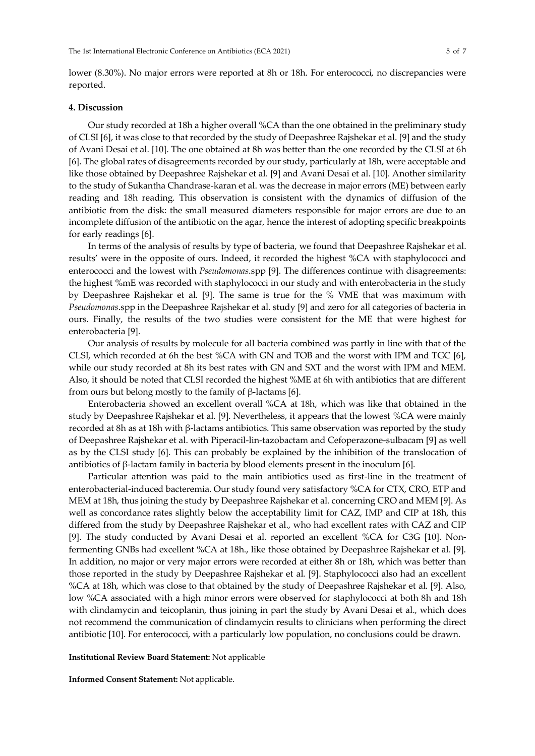lower (8.30%). No major errors were reported at 8h or 18h. For enterococci, no discrepancies were reported.

## 4. Discussion

Our study recorded at 18h a higher overall %CA than the one obtained in the preliminary study of CLSI [6], it was close to that recorded by the study of Deepashree Rajshekar et al. [9] and the study of Avani Desai et al. [10]. The one obtained at 8h was better than the one recorded by the CLSI at 6h [6]. The global rates of disagreements recorded by our study, particularly at 18h, were acceptable and like those obtained by Deepashree Rajshekar et al. [9] and Avani Desai et al. [10]. Another similarity to the study of Sukantha Chandrase-karan et al. was the decrease in major errors (ME) between early reading and 18h reading. This observation is consistent with the dynamics of diffusion of the antibiotic from the disk: the small measured diameters responsible for major errors are due to an incomplete diffusion of the antibiotic on the agar, hence the interest of adopting specific breakpoints for early readings [6].

In terms of the analysis of results by type of bacteria, we found that Deepashree Rajshekar et al. results' were in the opposite of ours. Indeed, it recorded the highest %CA with staphylococci and enterococci and the lowest with *Pseudomonas*.spp [9]. The differences continue with disagreements: the highest %mE was recorded with staphylococci in our study and with enterobacteria in the study by Deepashree Rajshekar et al. [9]. The same is true for the % VME that was maximum with *Pseudomonas*.spp in the Deepashree Rajshekar et al. study [9] and zero for all categories of bacteria in ours. Finally, the results of the two studies were consistent for the ME that were highest for enterobacteria [9].

Our analysis of results by molecule for all bacteria combined was partly in line with that of the CLSI, which recorded at 6h the best %CA with GN and TOB and the worst with IPM and TGC [6], while our study recorded at 8h its best rates with GN and SXT and the worst with IPM and MEM. Also, it should be noted that CLSI recorded the highest %ME at 6h with antibiotics that are different from ours but belong mostly to the family of β-lactams [6].

Enterobacteria showed an excellent overall %CA at 18h, which was like that obtained in the study by Deepashree Rajshekar et al. [9]. Nevertheless, it appears that the lowest %CA were mainly recorded at 8h as at 18h with β-lactams antibiotics. This same observation was reported by the study of Deepashree Rajshekar et al. with Piperacil-lin-tazobactam and Cefoperazone-sulbacam [9] as well as by the CLSI study [6]. This can probably be explained by the inhibition of the translocation of antibiotics of β-lactam family in bacteria by blood elements present in the inoculum [6].

Particular attention was paid to the main antibiotics used as first-line in the treatment of enterobacterial-induced bacteremia. Our study found very satisfactory %CA for CTX, CRO, ETP and MEM at 18h, thus joining the study by Deepashree Rajshekar et al. concerning CRO and MEM [9]. As well as concordance rates slightly below the acceptability limit for CAZ, IMP and CIP at 18h, this differed from the study by Deepashree Rajshekar et al., who had excellent rates with CAZ and CIP [9]. The study conducted by Avani Desai et al. reported an excellent %CA for C3G [10]. Non-fermenting GNBs had excellent %CA at 18h., like those obtained by Deepashree Rajshekar et al. [9]. In addition, no major or very major errors were recorded at either 8h or 18h, which was better than those reported in the study by Deepashree Rajshekar et al. [9]. Staphylococci also had an excellent %CA at 18h, which was close to that obtained by the study of Deepashree Rajshekar et al. [9]. Also, low %CA associated with a high minor errors were observed for staphylococci at both 8h and 18h with clindamycin and teicoplanin, thus joining in part the study by Avani Desai et al., which does not recommend the communication of clindamycin results to clinicians when performing the direct antibiotic [10]. For enterococci, with a particularly low population, no conclusions could be drawn.

**Institutional Review Board Statement:** Not applicable

**Informed Consent Statement:** Not applicable.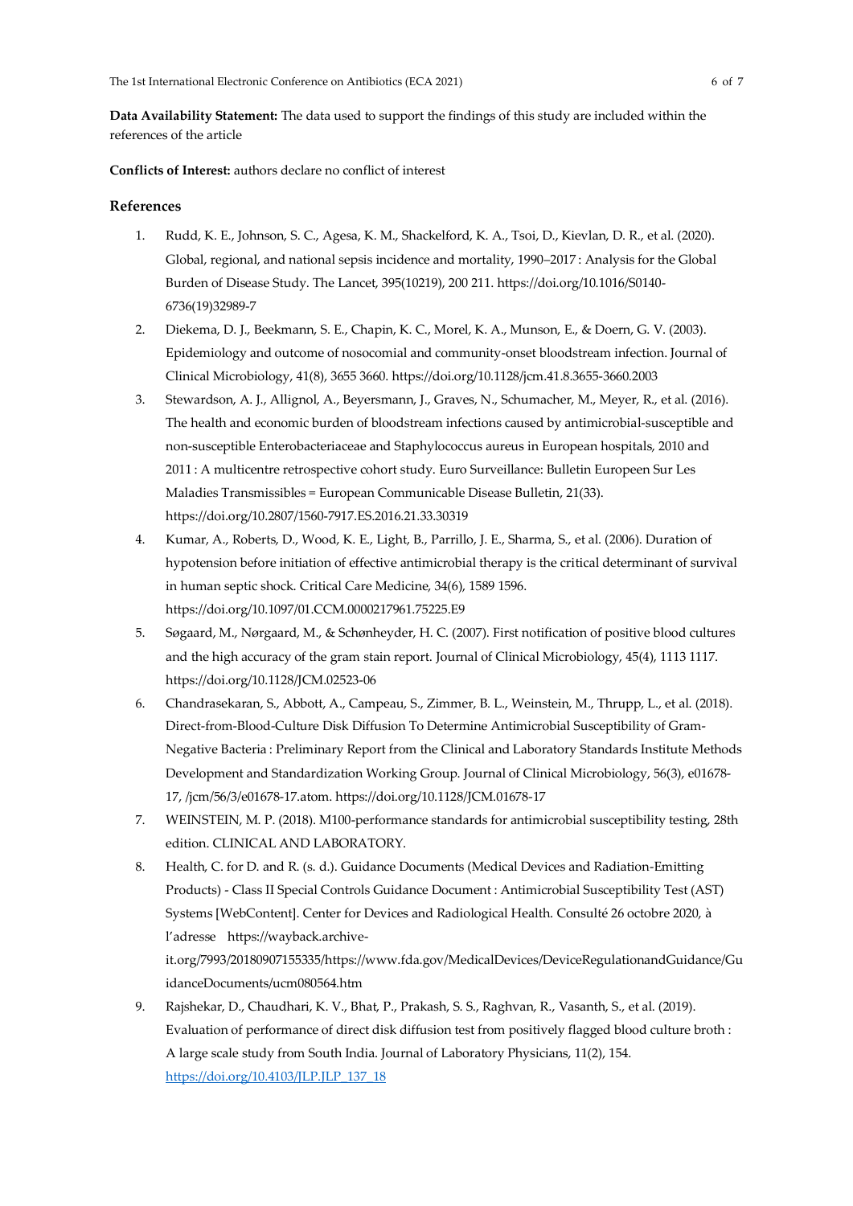**Data Availability Statement:** The data used to support the findings of this study are included within the references of the article

**Conflicts of Interest:** authors declare no conflict of interest

## References

1. Rudd, K. E., Johnson, S. C., Agesa, K. M., Shackelford, K. A., Tsoi, D., Kievlan, D. R., et al. (2020). Global, regional, and national sepsis incidence and mortality, 1990–2017 : Analysis for the Global Burden of Disease Study. The Lancet, 395(10219), 200 211. https://doi.org/10.1016/S0140-6736(19)32989-7
2. Diekema, D. J., Beekmann, S. E., Chapin, K. C., Morel, K. A., Munson, E., & Doern, G. V. (2003). Epidemiology and outcome of nosocomial and community-onset bloodstream infection. Journal of Clinical Microbiology, 41(8), 3655 3660. https://doi.org/10.1128/jcm.41.8.3655-3660.2003
3. Stewardson, A. J., Allignol, A., Beyersmann, J., Graves, N., Schumacher, M., Meyer, R., et al. (2016). The health and economic burden of bloodstream infections caused by antimicrobial-susceptible and non-susceptible Enterobacteriaceae and Staphylococcus aureus in European hospitals, 2010 and 2011 : A multicentre retrospective cohort study. Euro Surveillance: Bulletin Europeen Sur Les Maladies Transmissibles = European Communicable Disease Bulletin, 21(33). https://doi.org/10.2807/1560-7917.ES.2016.21.33.30319
4. Kumar, A., Roberts, D., Wood, K. E., Light, B., Parrillo, J. E., Sharma, S., et al. (2006). Duration of hypotension before initiation of effective antimicrobial therapy is the critical determinant of survival in human septic shock. Critical Care Medicine, 34(6), 1589 1596. https://doi.org/10.1097/01.CCM.0000217961.75225.E9
5. Søgaard, M., Nørgaard, M., & Schønheyder, H. C. (2007). First notification of positive blood cultures and the high accuracy of the gram stain report. Journal of Clinical Microbiology, 45(4), 1113 1117. https://doi.org/10.1128/JCM.02523-06
6. Chandrasekaran, S., Abbott, A., Campeau, S., Zimmer, B. L., Weinstein, M., Thrupp, L., et al. (2018). Direct-from-Blood-Culture Disk Diffusion To Determine Antimicrobial Susceptibility of Gram-Negative Bacteria : Preliminary Report from the Clinical and Laboratory Standards Institute Methods Development and Standardization Working Group. Journal of Clinical Microbiology, 56(3), e01678-17, /jcm/56/3/e01678-17.atom. https://doi.org/10.1128/JCM.01678-17
7. WEINSTEIN, M. P. (2018). M100-performance standards for antimicrobial susceptibility testing, 28th edition. CLINICAL AND LABORATORY.
8. Health, C. for D. and R. (s. d.). Guidance Documents (Medical Devices and Radiation-Emitting Products) - Class II Special Controls Guidance Document : Antimicrobial Susceptibility Test (AST) Systems [WebContent]. Center for Devices and Radiological Health. Consulté 26 octobre 2020, à l'adresse https://wayback.archive-it.org/7993/20180907155335/https://www.fda.gov/MedicalDevices/DeviceRegulationandGuidance/GuidanceDocuments/ucm080564.htm
9. Rajshekar, D., Chaudhari, K. V., Bhat, P., Prakash, S. S., Raghvan, R., Vasanth, S., et al. (2019). Evaluation of performance of direct disk diffusion test from positively flagged blood culture broth : A large scale study from South India. Journal of Laboratory Physicians, 11(2), 154. https://doi.org/10.4103/JLP.JLP_137_18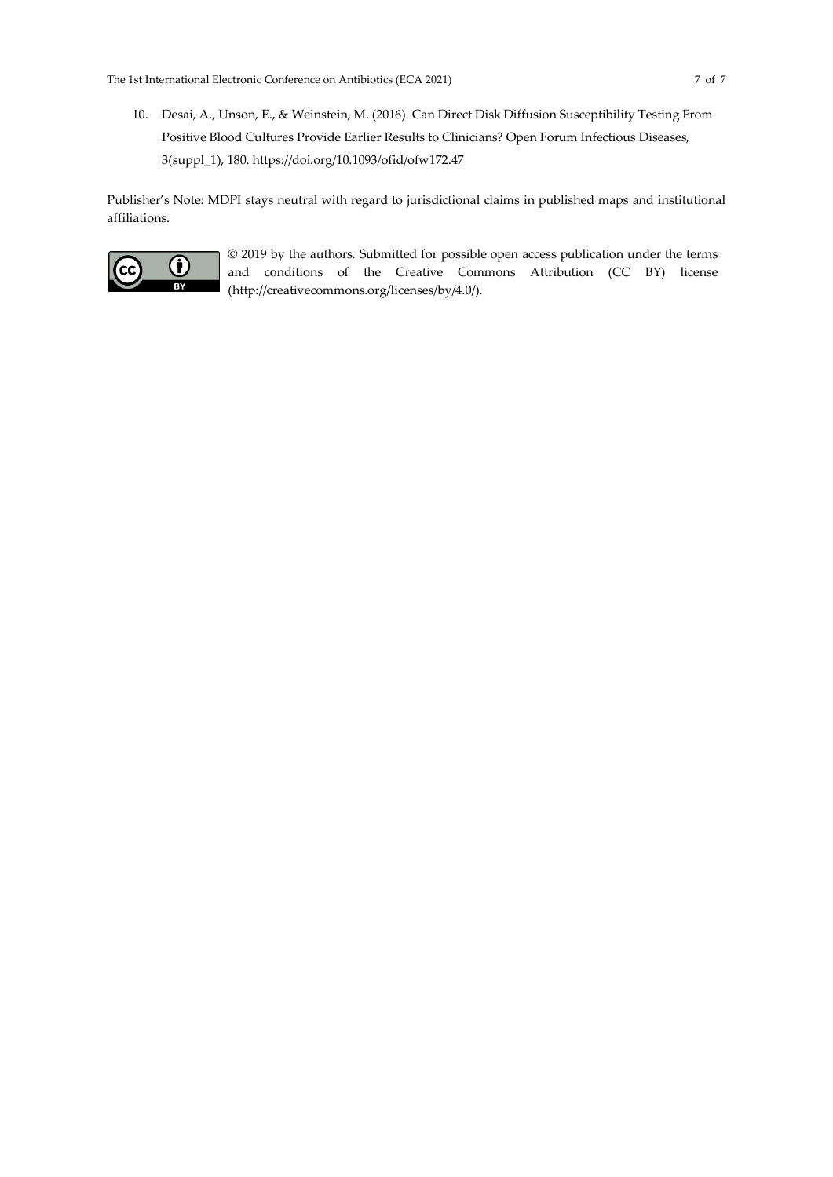10. Desai, A., Unson, E., & Weinstein, M. (2016). Can Direct Disk Diffusion Susceptibility Testing From Positive Blood Cultures Provide Earlier Results to Clinicians? Open Forum Infectious Diseases, 3(suppl_1), 180. https://doi.org/10.1093/ofid/ofw172.47

Publisher's Note: MDPI stays neutral with regard to jurisdictional claims in published maps and institutional affiliations.

© 2019 by the authors. Submitted for possible open access publication under the terms and conditions of the Creative Commons Attribution (CC BY) license (http://creativecommons.org/licenses/by/4.0/).